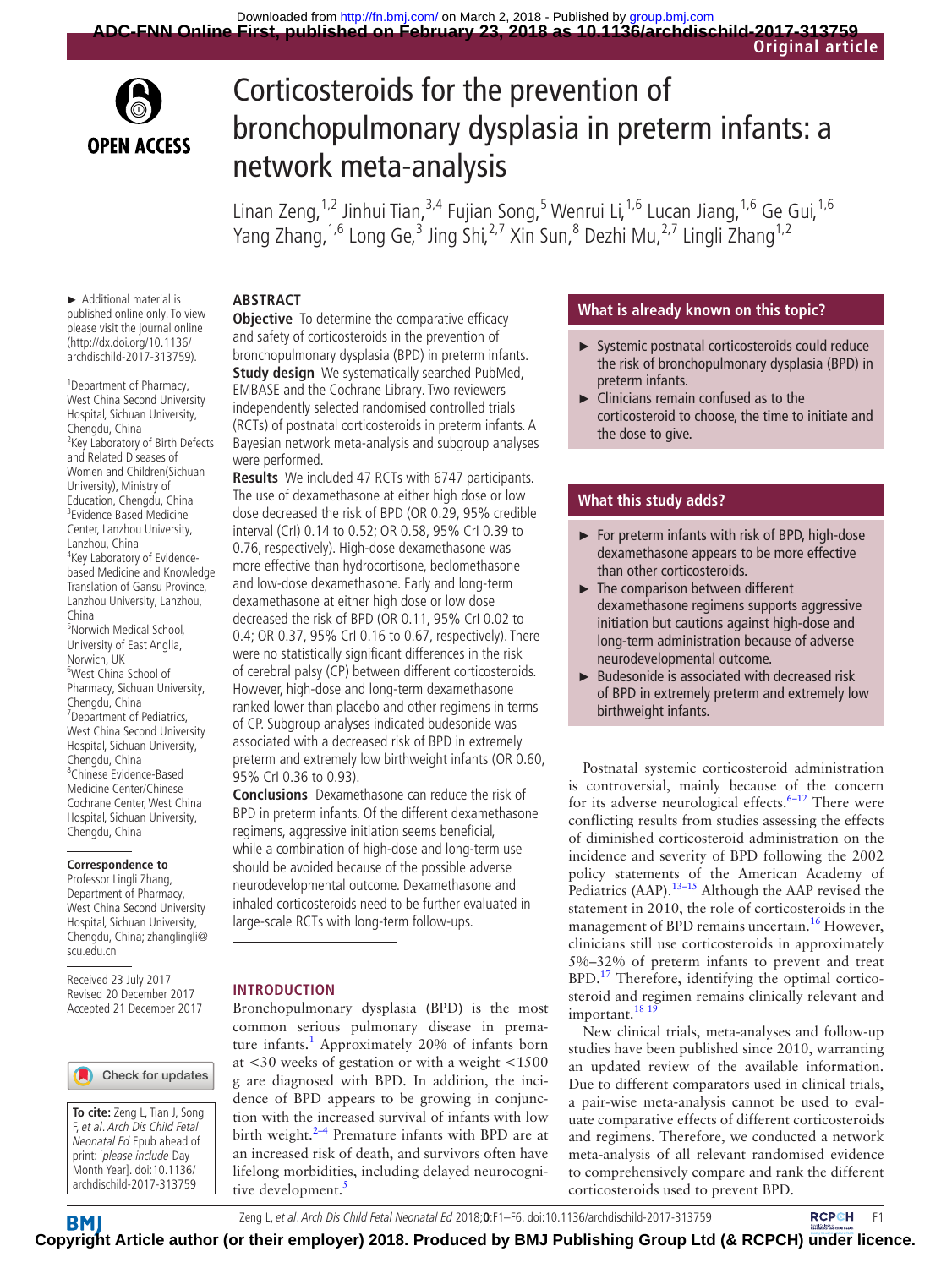# Corticosteroids for the prevention of bronchopulmonary dysplasia in preterm infants: a network meta-analysis

Linan Zeng,[1,2] Jinhui Tian,[3,4] Fujian Song,[5] Wenrui Li,[1,6] Lucan Jiang,[1,6] Ge Gui,[1,6] Yang Zhang,[1,6] Long Ge,[3] Jing Shi,[2,7] Xin Sun,[8] Dezhi Mu,[2,7] Lingli Zhang[1,2]

► Additional material is published online only. To view please visit the journal online (http://dx.doi.org/10.1136/archdischild-2017-313759).

[1]Department of Pharmacy, West China Second University Hospital, Sichuan University, Chengdu, China
[2]Key Laboratory of Birth Defects and Related Diseases of Women and Children(Sichuan University), Ministry of Education, Chengdu, China
[3]Evidence Based Medicine Center, Lanzhou University, Lanzhou, China
[4]Key Laboratory of Evidence-based Medicine and Knowledge Translation of Gansu Province, Lanzhou University, Lanzhou, China
[5]Norwich Medical School, University of East Anglia, Norwich, UK
[6]West China School of Pharmacy, Sichuan University, Chengdu, China
[7]Department of Pediatrics, West China Second University Hospital, Sichuan University, Chengdu, China
[8]Chinese Evidence-Based Medicine Center/Chinese Cochrane Center, West China Hospital, Sichuan University, Chengdu, China

**Correspondence to**
Professor Lingli Zhang, Department of Pharmacy, West China Second University Hospital, Sichuan University, Chengdu, China; zhanglingli@scu.edu.cn

Received 23 July 2017
Revised 20 December 2017
Accepted 21 December 2017

**To cite:** Zeng L, Tian J, Song F, *et al*. *Arch Dis Child Fetal Neonatal Ed* Epub ahead of print: [*please include* Day Month Year]. doi:10.1136/archdischild-2017-313759

## ABSTRACT

**Objective** To determine the comparative efficacy and safety of corticosteroids in the prevention of bronchopulmonary dysplasia (BPD) in preterm infants.

**Study design** We systematically searched PubMed, EMBASE and the Cochrane Library. Two reviewers independently selected randomised controlled trials (RCTs) of postnatal corticosteroids in preterm infants. A Bayesian network meta-analysis and subgroup analyses were performed.

**Results** We included 47 RCTs with 6747 participants. The use of dexamethasone at either high dose or low dose decreased the risk of BPD (OR 0.29, 95% credible interval (CrI) 0.14 to 0.52; OR 0.58, 95% CrI 0.39 to 0.76, respectively). High-dose dexamethasone was more effective than hydrocortisone, beclomethasone and low-dose dexamethasone. Early and long-term dexamethasone at either high dose or low dose decreased the risk of BPD (OR 0.11, 95% CrI 0.02 to 0.4; OR 0.37, 95% CrI 0.16 to 0.67, respectively). There were no statistically significant differences in the risk of cerebral palsy (CP) between different corticosteroids. However, high-dose and long-term dexamethasone ranked lower than placebo and other regimens in terms of CP. Subgroup analyses indicated budesonide was associated with a decreased risk of BPD in extremely preterm and extremely low birthweight infants (OR 0.60, 95% CrI 0.36 to 0.93).

**Conclusions** Dexamethasone can reduce the risk of BPD in preterm infants. Of the different dexamethasone regimens, aggressive initiation seems beneficial, while a combination of high-dose and long-term use should be avoided because of the possible adverse neurodevelopmental outcome. Dexamethasone and inhaled corticosteroids need to be further evaluated in large-scale RCTs with long-term follow-ups.

### What is already known on this topic?

- Systemic postnatal corticosteroids could reduce the risk of bronchopulmonary dysplasia (BPD) in preterm infants.
- Clinicians remain confused as to the corticosteroid to choose, the time to initiate and the dose to give.

### What this study adds?

- For preterm infants with risk of BPD, high-dose dexamethasone appears to be more effective than other corticosteroids.
- The comparison between different dexamethasone regimens supports aggressive initiation but cautions against high-dose and long-term administration because of adverse neurodevelopmental outcome.
- Budesonide is associated with decreased risk of BPD in extremely preterm and extremely low birthweight infants.

## INTRODUCTION

Bronchopulmonary dysplasia (BPD) is the most common serious pulmonary disease in premature infants.[1] Approximately 20% of infants born at <30 weeks of gestation or with a weight <1500 g are diagnosed with BPD. In addition, the incidence of BPD appears to be growing in conjunction with the increased survival of infants with low birth weight.[2–4] Premature infants with BPD are at an increased risk of death, and survivors often have lifelong morbidities, including delayed neurocognitive development.[5]

Postnatal systemic corticosteroid administration is controversial, mainly because of the concern for its adverse neurological effects.[6–12] There were conflicting results from studies assessing the effects of diminished corticosteroid administration on the incidence and severity of BPD following the 2002 policy statements of the American Academy of Pediatrics (AAP).[13–15] Although the AAP revised the statement in 2010, the role of corticosteroids in the management of BPD remains uncertain.[16] However, clinicians still use corticosteroids in approximately 5%–32% of preterm infants to prevent and treat BPD.[17] Therefore, identifying the optimal corticosteroid and regimen remains clinically relevant and important.[18 19]

New clinical trials, meta-analyses and follow-up studies have been published since 2010, warranting an updated review of the available information. Due to different comparators used in clinical trials, a pair-wise meta-analysis cannot be used to evaluate comparative effects of different corticosteroids and regimens. Therefore, we conducted a network meta-analysis of all relevant randomised evidence to comprehensively compare and rank the different corticosteroids used to prevent BPD.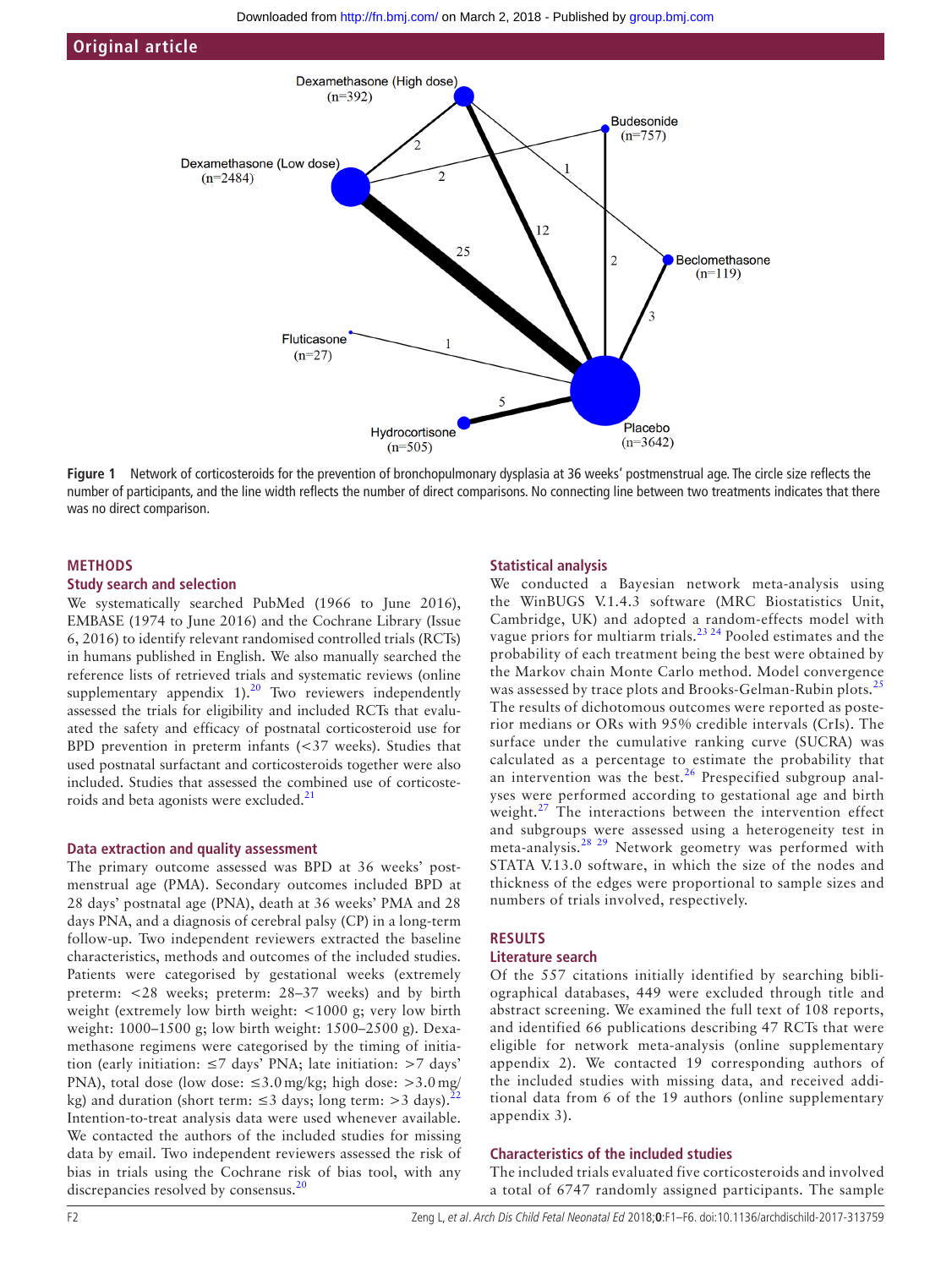Figure 1 Network of corticosteroids for the prevention of bronchopulmonary dysplasia at 36 weeks' postmenstrual age. The circle size reflects the number of participants, and the line width reflects the number of direct comparisons. No connecting line between two treatments indicates that there was no direct comparison.

## METHODS

### Study search and selection

We systematically searched PubMed (1966 to June 2016), EMBASE (1974 to June 2016) and the Cochrane Library (Issue 6, 2016) to identify relevant randomised controlled trials (RCTs) in humans published in English. We also manually searched the reference lists of retrieved trials and systematic reviews (online supplementary appendix 1).[20] Two reviewers independently assessed the trials for eligibility and included RCTs that evaluated the safety and efficacy of postnatal corticosteroid use for BPD prevention in preterm infants (<37 weeks). Studies that used postnatal surfactant and corticosteroids together were also included. Studies that assessed the combined use of corticosteroids and beta agonists were excluded.[21]

### Data extraction and quality assessment

The primary outcome assessed was BPD at 36 weeks' postmenstrual age (PMA). Secondary outcomes included BPD at 28 days' postnatal age (PNA), death at 36 weeks' PMA and 28 days PNA, and a diagnosis of cerebral palsy (CP) in a long-term follow-up. Two independent reviewers extracted the baseline characteristics, methods and outcomes of the included studies. Patients were categorised by gestational weeks (extremely preterm: <28 weeks; preterm: 28–37 weeks) and by birth weight (extremely low birth weight: <1000 g; very low birth weight: 1000–1500 g; low birth weight: 1500–2500 g). Dexamethasone regimens were categorised by the timing of initiation (early initiation: ≤7 days' PNA; late initiation: >7 days' PNA), total dose (low dose: ≤3.0 mg/kg; high dose: >3.0 mg/kg) and duration (short term: ≤3 days; long term: >3 days).[22] Intention-to-treat analysis data were used whenever available. We contacted the authors of the included studies for missing data by email. Two independent reviewers assessed the risk of bias in trials using the Cochrane risk of bias tool, with any discrepancies resolved by consensus.[20]

### Statistical analysis

We conducted a Bayesian network meta-analysis using the WinBUGS V.1.4.3 software (MRC Biostatistics Unit, Cambridge, UK) and adopted a random-effects model with vague priors for multiarm trials.[23 24] Pooled estimates and the probability of each treatment being the best were obtained by the Markov chain Monte Carlo method. Model convergence was assessed by trace plots and Brooks-Gelman-Rubin plots.[25] The results of dichotomous outcomes were reported as posterior medians or ORs with 95% credible intervals (CrIs). The surface under the cumulative ranking curve (SUCRA) was calculated as a percentage to estimate the probability that an intervention was the best.[26] Prespecified subgroup analyses were performed according to gestational age and birth weight.[27] The interactions between the intervention effect and subgroups were assessed using a heterogeneity test in meta-analysis.[28 29] Network geometry was performed with STATA V.13.0 software, in which the size of the nodes and thickness of the edges were proportional to sample sizes and numbers of trials involved, respectively.

## RESULTS

### Literature search

Of the 557 citations initially identified by searching bibliographical databases, 449 were excluded through title and abstract screening. We examined the full text of 108 reports, and identified 66 publications describing 47 RCTs that were eligible for network meta-analysis (online supplementary appendix 2). We contacted 19 corresponding authors of the included studies with missing data, and received additional data from 6 of the 19 authors (online supplementary appendix 3).

### Characteristics of the included studies

The included trials evaluated five corticosteroids and involved a total of 6747 randomly assigned participants. The sample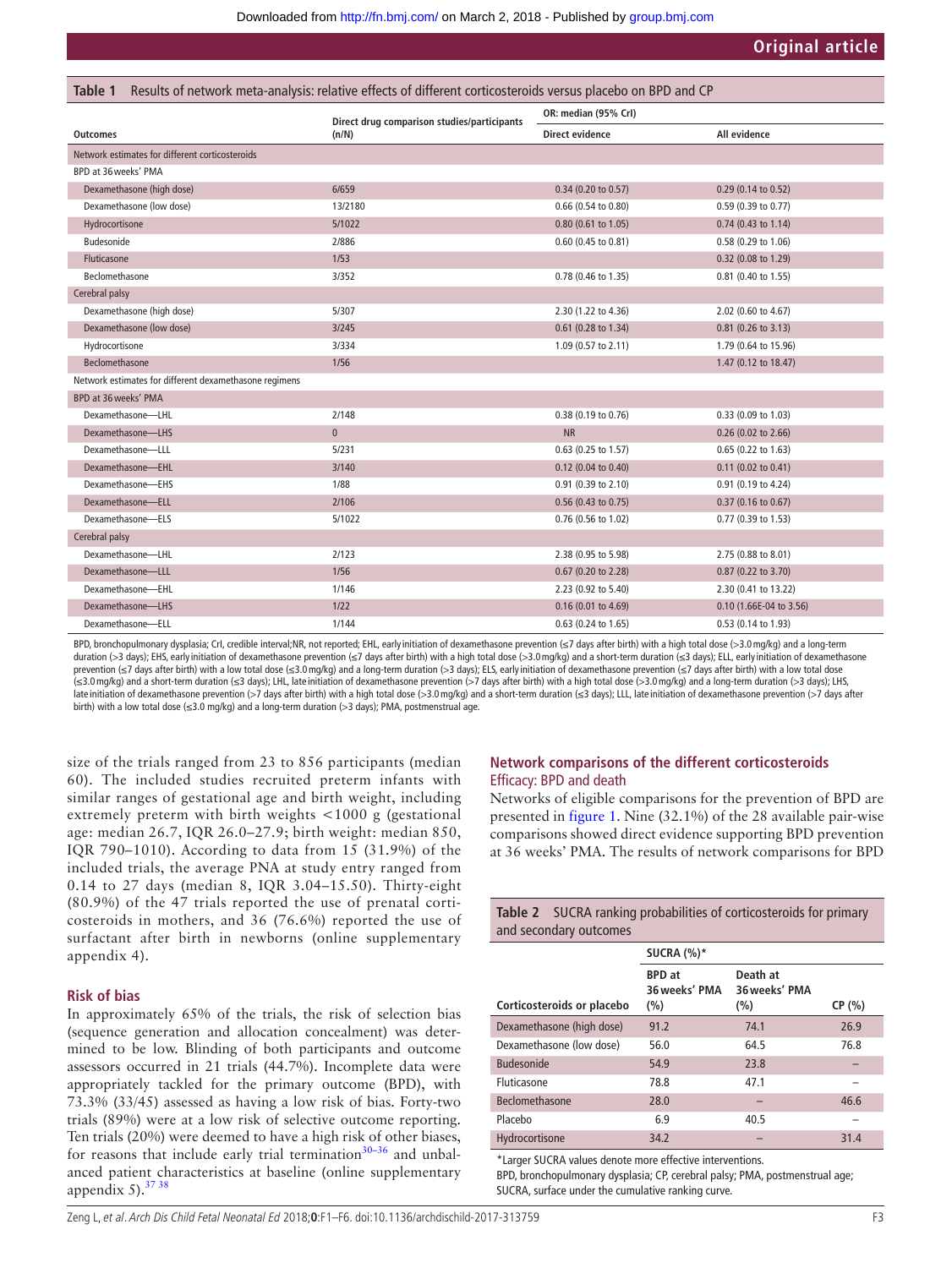**Table 1** Results of network meta-analysis: relative effects of different corticosteroids versus placebo on BPD and CP

| Outcomes | Direct drug comparison studies/participants (n/N) | OR: median (95% CrI) | |
|---|---|---|---|
| | | Direct evidence | All evidence |
| Network estimates for different corticosteroids | | | |
| BPD at 36 weeks' PMA | | | |
| Dexamethasone (high dose) | 6/659 | 0.34 (0.20 to 0.57) | 0.29 (0.14 to 0.52) |
| Dexamethasone (low dose) | 13/2180 | 0.66 (0.54 to 0.80) | 0.59 (0.39 to 0.77) |
| Hydrocortisone | 5/1022 | 0.80 (0.61 to 1.05) | 0.74 (0.43 to 1.14) |
| Budesonide | 2/886 | 0.60 (0.45 to 0.81) | 0.58 (0.29 to 1.06) |
| Fluticasone | 1/53 | | 0.32 (0.08 to 1.29) |
| Beclomethasone | 3/352 | 0.78 (0.46 to 1.35) | 0.81 (0.40 to 1.55) |
| Cerebral palsy | | | |
| Dexamethasone (high dose) | 5/307 | 2.30 (1.22 to 4.36) | 2.02 (0.60 to 4.67) |
| Dexamethasone (low dose) | 3/245 | 0.61 (0.28 to 1.34) | 0.81 (0.26 to 3.13) |
| Hydrocortisone | 3/334 | 1.09 (0.57 to 2.11) | 1.79 (0.64 to 15.96) |
| Beclomethasone | 1/56 | | 1.47 (0.12 to 18.47) |
| Network estimates for different dexamethasone regimens | | | |
| BPD at 36 weeks' PMA | | | |
| Dexamethasone—LHL | 2/148 | 0.38 (0.19 to 0.76) | 0.33 (0.09 to 1.03) |
| Dexamethasone—LHS | 0 | NR | 0.26 (0.02 to 2.66) |
| Dexamethasone—LLL | 5/231 | 0.63 (0.25 to 1.57) | 0.65 (0.22 to 1.63) |
| Dexamethasone—EHL | 3/140 | 0.12 (0.04 to 0.40) | 0.11 (0.02 to 0.41) |
| Dexamethasone—EHS | 1/88 | 0.91 (0.39 to 2.10) | 0.91 (0.19 to 4.24) |
| Dexamethasone—ELL | 2/106 | 0.56 (0.43 to 0.75) | 0.37 (0.16 to 0.67) |
| Dexamethasone—ELS | 5/1022 | 0.76 (0.56 to 1.02) | 0.77 (0.39 to 1.53) |
| Cerebral palsy | | | |
| Dexamethasone—LHL | 2/123 | 2.38 (0.95 to 5.98) | 2.75 (0.88 to 8.01) |
| Dexamethasone—LLL | 1/56 | 0.67 (0.20 to 2.28) | 0.87 (0.22 to 3.70) |
| Dexamethasone—EHL | 1/146 | 2.23 (0.92 to 5.40) | 2.30 (0.41 to 13.22) |
| Dexamethasone—LHS | 1/22 | 0.16 (0.01 to 4.69) | 0.10 (1.66E-04 to 3.56) |
| Dexamethasone—ELL | 1/144 | 0.63 (0.24 to 1.65) | 0.53 (0.14 to 1.93) |

BPD, bronchopulmonary dysplasia; CrI, credible interval;NR, not reported; EHL, early initiation of dexamethasone prevention (≤7 days after birth) with a high total dose (>3.0 mg/kg) and a long-term duration (>3 days); EHS, early initiation of dexamethasone prevention (≤7 days after birth) with a high total dose (>3.0 mg/kg) and a short-term duration (≤3 days); ELL, early initiation of dexamethasone prevention (≤7 days after birth) with a low total dose (≤3.0 mg/kg) and a long-term duration (>3 days); ELS, early initiation of dexamethasone prevention (≤7 days after birth) with a low total dose (≤3.0 mg/kg) and a short-term duration (≤3 days); LHL, late initiation of dexamethasone prevention (>7 days after birth) with a high total dose (>3.0 mg/kg) and a long-term duration (>3 days); LHS, late initiation of dexamethasone prevention (>7 days after birth) with a high total dose (>3.0 mg/kg) and a short-term duration (≤3 days); LLL, late initiation of dexamethasone prevention (>7 days after birth) with a low total dose (≤3.0 mg/kg) and a long-term duration (>3 days); PMA, postmenstrual age.

size of the trials ranged from 23 to 856 participants (median 60). The included studies recruited preterm infants with similar ranges of gestational age and birth weight, including extremely preterm with birth weights <1000 g (gestational age: median 26.7, IQR 26.0–27.9; birth weight: median 850, IQR 790–1010). According to data from 15 (31.9%) of the included trials, the average PNA at study entry ranged from 0.14 to 27 days (median 8, IQR 3.04–15.50). Thirty-eight (80.9%) of the 47 trials reported the use of prenatal corticosteroids in mothers, and 36 (76.6%) reported the use of surfactant after birth in newborns (online supplementary appendix 4).

### Risk of bias

In approximately 65% of the trials, the risk of selection bias (sequence generation and allocation concealment) was determined to be low. Blinding of both participants and outcome assessors occurred in 21 trials (44.7%). Incomplete data were appropriately tackled for the primary outcome (BPD), with 73.3% (33/45) assessed as having a low risk of bias. Forty-two trials (89%) were at a low risk of selective outcome reporting. Ten trials (20%) were deemed to have a high risk of other biases, for reasons that include early trial termination[30–36] and unbalanced patient characteristics at baseline (online supplementary appendix 5).[37 38]

### Network comparisons of the different corticosteroids

#### Efficacy: BPD and death

Networks of eligible comparisons for the prevention of BPD are presented in figure 1. Nine (32.1%) of the 28 available pair-wise comparisons showed direct evidence supporting BPD prevention at 36 weeks' PMA. The results of network comparisons for BPD

**Table 2** SUCRA ranking probabilities of corticosteroids for primary and secondary outcomes

| Corticosteroids or placebo | SUCRA (%)* | | |
|---|---|---|---|
| | BPD at 36 weeks' PMA (%) | Death at 36 weeks' PMA (%) | CP (%) |
| Dexamethasone (high dose) | 91.2 | 74.1 | 26.9 |
| Dexamethasone (low dose) | 56.0 | 64.5 | 76.8 |
| Budesonide | 54.9 | 23.8 | – |
| Fluticasone | 78.8 | 47.1 | – |
| Beclomethasone | 28.0 | – | 46.6 |
| Placebo | 6.9 | 40.5 | – |
| Hydrocortisone | 34.2 | – | 31.4 |

*Larger SUCRA values denote more effective interventions.
BPD, bronchopulmonary dysplasia; CP, cerebral palsy; PMA, postmenstrual age; SUCRA, surface under the cumulative ranking curve.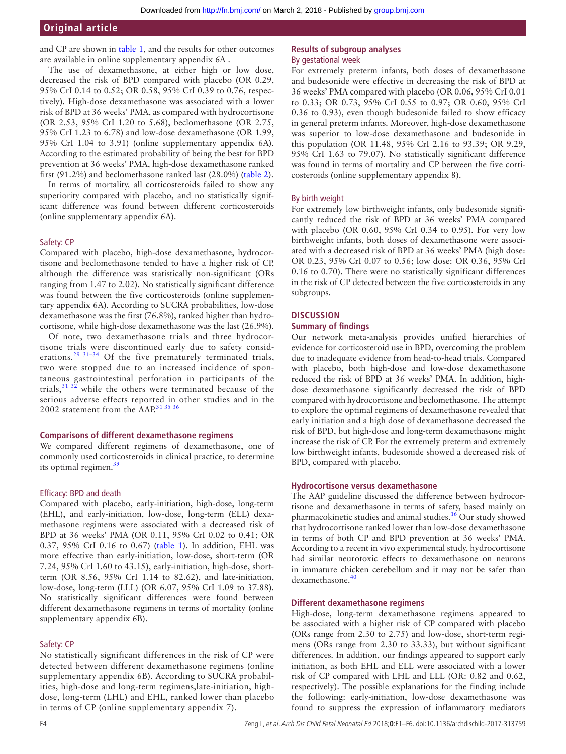and CP are shown in table 1, and the results for other outcomes are available in online supplementary appendix 6A .

The use of dexamethasone, at either high or low dose, decreased the risk of BPD compared with placebo (OR 0.29, 95% CrI 0.14 to 0.52; OR 0.58, 95% CrI 0.39 to 0.76, respectively). High-dose dexamethasone was associated with a lower risk of BPD at 36 weeks' PMA, as compared with hydrocortisone (OR 2.53, 95% CrI 1.20 to 5.68), beclomethasone (OR 2.75, 95% CrI 1.23 to 6.78) and low-dose dexamethasone (OR 1.99, 95% CrI 1.04 to 3.91) (online supplementary appendix 6A). According to the estimated probability of being the best for BPD prevention at 36 weeks' PMA, high-dose dexamethasone ranked first (91.2%) and beclomethasone ranked last (28.0%) (table 2).

In terms of mortality, all corticosteroids failed to show any superiority compared with placebo, and no statistically significant difference was found between different corticosteroids (online supplementary appendix 6A).

### Safety: CP

Compared with placebo, high-dose dexamethasone, hydrocortisone and beclomethasone tended to have a higher risk of CP, although the difference was statistically non-significant (ORs ranging from 1.47 to 2.02). No statistically significant difference was found between the five corticosteroids (online supplementary appendix 6A). According to SUCRA probabilities, low-dose dexamethasone was the first (76.8%), ranked higher than hydrocortisone, while high-dose dexamethasone was the last (26.9%).

Of note, two dexamethasone trials and three hydrocortisone trials were discontinued early due to safety considerations.[29 31–34] Of the five prematurely terminated trials, two were stopped due to an increased incidence of spontaneous gastrointestinal perforation in participants of the trials,[31 32] while the others were terminated because of the serious adverse effects reported in other studies and in the 2002 statement from the AAP.[31 35 36]

## Comparisons of different dexamethasone regimens

We compared different regimens of dexamethasone, one of commonly used corticosteroids in clinical practice, to determine its optimal regimen.[39]

### Efficacy: BPD and death

Compared with placebo, early-initiation, high-dose, long-term (EHL), and early-initiation, low-dose, long-term (ELL) dexamethasone regimens were associated with a decreased risk of BPD at 36 weeks' PMA (OR 0.11, 95% CrI 0.02 to 0.41; OR 0.37, 95% CrI 0.16 to 0.67) (table 1). In addition, EHL was more effective than early-initiation, low-dose, short-term (OR 7.24, 95% CrI 1.60 to 43.15), early-initiation, high-dose, short-term (OR 8.56, 95% CrI 1.14 to 82.62), and late-initiation, low-dose, long-term (LLL) (OR 6.07, 95% CrI 1.09 to 37.88). No statistically significant differences were found between different dexamethasone regimens in terms of mortality (online supplementary appendix 6B).

### Safety: CP

No statistically significant differences in the risk of CP were detected between different dexamethasone regimens (online supplementary appendix 6B). According to SUCRA probabilities, high-dose and long-term regimens,late-initiation, high-dose, long-term (LHL) and EHL, ranked lower than placebo in terms of CP (online supplementary appendix 7).

## Results of subgroup analyses

### By gestational week

For extremely preterm infants, both doses of dexamethasone and budesonide were effective in decreasing the risk of BPD at 36 weeks' PMA compared with placebo (OR 0.06, 95% CrI 0.01 to 0.33; OR 0.73, 95% CrI 0.55 to 0.97; OR 0.60, 95% CrI 0.36 to 0.93), even though budesonide failed to show efficacy in general preterm infants. Moreover, high-dose dexamethasone was superior to low-dose dexamethasone and budesonide in this population (OR 11.48, 95% CrI 2.16 to 93.39; OR 9.29, 95% CrI 1.63 to 79.07). No statistically significant difference was found in terms of mortality and CP between the five corticosteroids (online supplementary appendix 8).

### By birth weight

For extremely low birthweight infants, only budesonide significantly reduced the risk of BPD at 36 weeks' PMA compared with placebo (OR 0.60, 95% CrI 0.34 to 0.95). For very low birthweight infants, both doses of dexamethasone were associated with a decreased risk of BPD at 36 weeks' PMA (high dose: OR 0.23, 95% CrI 0.07 to 0.56; low dose: OR 0.36, 95% CrI 0.16 to 0.70). There were no statistically significant differences in the risk of CP detected between the five corticosteroids in any subgroups.

## DISCUSSION

### Summary of findings

Our network meta-analysis provides unified hierarchies of evidence for corticosteroid use in BPD, overcoming the problem due to inadequate evidence from head-to-head trials. Compared with placebo, both high-dose and low-dose dexamethasone reduced the risk of BPD at 36 weeks' PMA. In addition, high-dose dexamethasone significantly decreased the risk of BPD compared with hydrocortisone and beclomethasone. The attempt to explore the optimal regimens of dexamethasone revealed that early initiation and a high dose of dexamethasone decreased the risk of BPD, but high-dose and long-term dexamethasone might increase the risk of CP. For the extremely preterm and extremely low birthweight infants, budesonide showed a decreased risk of BPD, compared with placebo.

### Hydrocortisone versus dexamethasone

The AAP guideline discussed the difference between hydrocortisone and dexamethasone in terms of safety, based mainly on pharmacokinetic studies and animal studies.[16] Our study showed that hydrocortisone ranked lower than low-dose dexamethasone in terms of both CP and BPD prevention at 36 weeks' PMA. According to a recent in vivo experimental study, hydrocortisone had similar neurotoxic effects to dexamethasone on neurons in immature chicken cerebellum and it may not be safer than dexamethasone.[40]

### Different dexamethasone regimens

High-dose, long-term dexamethasone regimens appeared to be associated with a higher risk of CP compared with placebo (ORs range from 2.30 to 2.75) and low-dose, short-term regimens (ORs range from 2.30 to 33.33), but without significant differences. In addition, our findings appeared to support early initiation, as both EHL and ELL were associated with a lower risk of CP compared with LHL and LLL (OR: 0.82 and 0.62, respectively). The possible explanations for the finding include the following: early-initiation, low-dose dexamethasone was found to suppress the expression of inflammatory mediators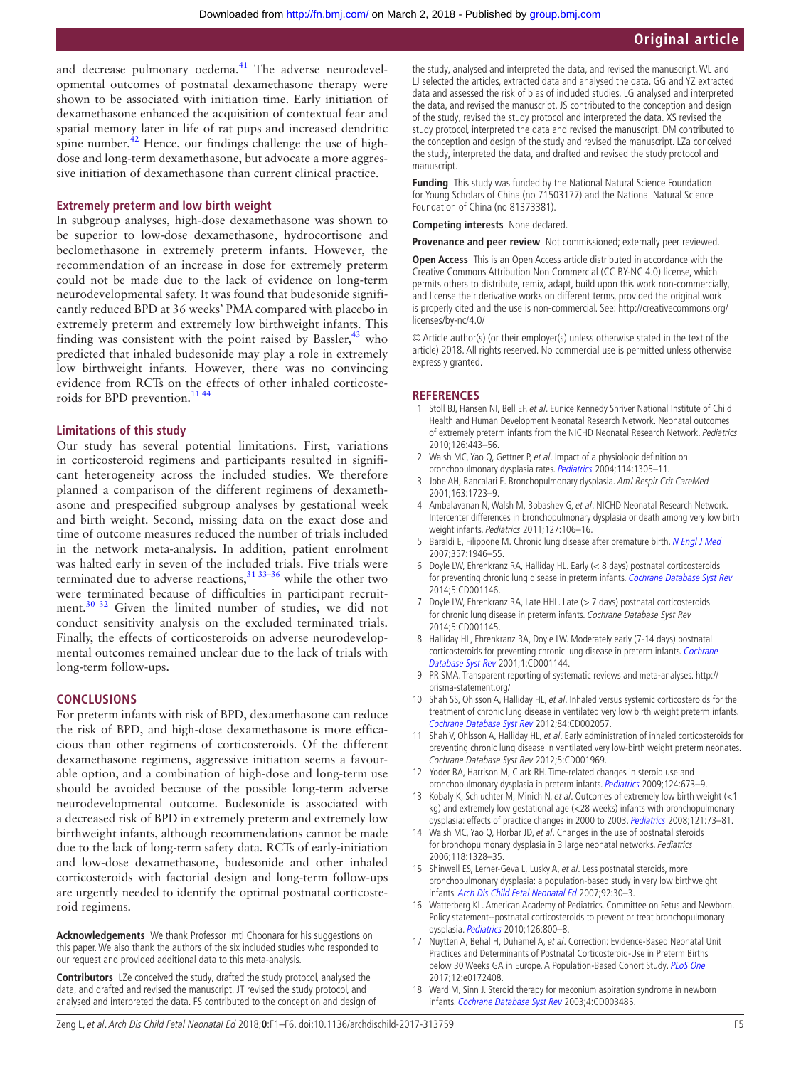and decrease pulmonary oedema.[41] The adverse neurodevelopmental outcomes of postnatal dexamethasone therapy were shown to be associated with initiation time. Early initiation of dexamethasone enhanced the acquisition of contextual fear and spatial memory later in life of rat pups and increased dendritic spine number.[42] Hence, our findings challenge the use of high-dose and long-term dexamethasone, but advocate a more aggressive initiation of dexamethasone than current clinical practice.

### Extremely preterm and low birth weight

In subgroup analyses, high-dose dexamethasone was shown to be superior to low-dose dexamethasone, hydrocortisone and beclomethasone in extremely preterm infants. However, the recommendation of an increase in dose for extremely preterm could not be made due to the lack of evidence on long-term neurodevelopmental safety. It was found that budesonide significantly reduced BPD at 36 weeks' PMA compared with placebo in extremely preterm and extremely low birthweight infants. This finding was consistent with the point raised by Bassler,[43] who predicted that inhaled budesonide may play a role in extremely low birthweight infants. However, there was no convincing evidence from RCTs on the effects of other inhaled corticosteroids for BPD prevention.[11 44]

### Limitations of this study

Our study has several potential limitations. First, variations in corticosteroid regimens and participants resulted in significant heterogeneity across the included studies. We therefore planned a comparison of the different regimens of dexamethasone and prespecified subgroup analyses by gestational week and birth weight. Second, missing data on the exact dose and time of outcome measures reduced the number of trials included in the network meta-analysis. In addition, patient enrolment was halted early in seven of the included trials. Five trials were terminated due to adverse reactions,[31 33–36] while the other two were terminated because of difficulties in participant recruitment.[30 32] Given the limited number of studies, we did not conduct sensitivity analysis on the excluded terminated trials. Finally, the effects of corticosteroids on adverse neurodevelopmental outcomes remained unclear due to the lack of trials with long-term follow-ups.

## CONCLUSIONS

For preterm infants with risk of BPD, dexamethasone can reduce the risk of BPD, and high-dose dexamethasone is more efficacious than other regimens of corticosteroids. Of the different dexamethasone regimens, aggressive initiation seems a favourable option, and a combination of high-dose and long-term use should be avoided because of the possible long-term adverse neurodevelopmental outcome. Budesonide is associated with a decreased risk of BPD in extremely preterm and extremely low birthweight infants, although recommendations cannot be made due to the lack of long-term safety data. RCTs of early-initiation and low-dose dexamethasone, budesonide and other inhaled corticosteroids with factorial design and long-term follow-ups are urgently needed to identify the optimal postnatal corticosteroid regimens.

**Acknowledgements** We thank Professor Imti Choonara for his suggestions on this paper. We also thank the authors of the six included studies who responded to our request and provided additional data to this meta-analysis.

**Contributors** LZe conceived the study, drafted the study protocol, analysed the data, and drafted and revised the manuscript. JT revised the study protocol, and analysed and interpreted the data. FS contributed to the conception and design of the study, analysed and interpreted the data, and revised the manuscript. WL and LJ selected the articles, extracted data and analysed the data. GG and YZ extracted data and assessed the risk of bias of included studies. LG analysed and interpreted the data, and revised the manuscript. JS contributed to the conception and design of the study, revised the study protocol and interpreted the data. XS revised the study protocol, interpreted the data and revised the manuscript. DM contributed to the conception and design of the study and revised the manuscript. LZa conceived the study, interpreted the data, and drafted and revised the study protocol and manuscript.

**Funding** This study was funded by the National Natural Science Foundation for Young Scholars of China (no 71503177) and the National Natural Science Foundation of China (no 81373381).

**Competing interests** None declared.

**Provenance and peer review** Not commissioned; externally peer reviewed.

**Open Access** This is an Open Access article distributed in accordance with the Creative Commons Attribution Non Commercial (CC BY-NC 4.0) license, which permits others to distribute, remix, adapt, build upon this work non-commercially, and license their derivative works on different terms, provided the original work is properly cited and the use is non-commercial. See: http://creativecommons.org/licenses/by-nc/4.0/

© Article author(s) (or their employer(s) unless otherwise stated in the text of the article) 2018. All rights reserved. No commercial use is permitted unless otherwise expressly granted.

## REFERENCES

1. Stoll BJ, Hansen NI, Bell EF, *et al*. Eunice Kennedy Shriver National Institute of Child Health and Human Development Neonatal Research Network. Neonatal outcomes of extremely preterm infants from the NICHD Neonatal Research Network. *Pediatrics* 2010;126:443–56.
2. Walsh MC, Yao Q, Gettner P, *et al*. Impact of a physiologic definition on bronchopulmonary dysplasia rates. *Pediatrics* 2004;114:1305–11.
3. Jobe AH, Bancalari E. Bronchopulmonary dysplasia. *AmJ Respir Crit CareMed* 2001;163:1723–9.
4. Ambalavanan N, Walsh M, Bobashev G, *et al*. NICHD Neonatal Research Network. Intercenter differences in bronchopulmonary dysplasia or death among very low birth weight infants. *Pediatrics* 2011;127:106–16.
5. Baraldi E, Filippone M. Chronic lung disease after premature birth. *N Engl J Med* 2007;357:1946–55.
6. Doyle LW, Ehrenkranz RA, Halliday HL. Early (< 8 days) postnatal corticosteroids for preventing chronic lung disease in preterm infants. *Cochrane Database Syst Rev* 2014;5:CD001146.
7. Doyle LW, Ehrenkranz RA, Late HHL. Late (> 7 days) postnatal corticosteroids for chronic lung disease in preterm infants. *Cochrane Database Syst Rev* 2014;5:CD001145.
8. Halliday HL, Ehrenkranz RA, Doyle LW. Moderately early (7-14 days) postnatal corticosteroids for preventing chronic lung disease in preterm infants. *Cochrane Database Syst Rev* 2001;1:CD001144.
9. PRISMA. Transparent reporting of systematic reviews and meta-analyses. http://prisma-statement.org/
10. Shah SS, Ohlsson A, Halliday HL, *et al*. Inhaled versus systemic corticosteroids for the treatment of chronic lung disease in ventilated very low birth weight preterm infants. *Cochrane Database Syst Rev* 2012;84:CD002057.
11. Shah V, Ohlsson A, Halliday HL, *et al*. Early administration of inhaled corticosteroids for preventing chronic lung disease in ventilated very low-birth weight preterm neonates. *Cochrane Database Syst Rev* 2012;5:CD001969.
12. Yoder BA, Harrison M, Clark RH. Time-related changes in steroid use and bronchopulmonary dysplasia in preterm infants. *Pediatrics* 2009;124:673–9.
13. Kobaly K, Schluchter M, Minich N, *et al*. Outcomes of extremely low birth weight (<1 kg) and extremely low gestational age (<28 weeks) infants with bronchopulmonary dysplasia: effects of practice changes in 2000 to 2003. *Pediatrics* 2008;121:73–81.
14. Walsh MC, Yao Q, Horbar JD, *et al*. Changes in the use of postnatal steroids for bronchopulmonary dysplasia in 3 large neonatal networks. *Pediatrics* 2006;118:1328–35.
15. Shinwell ES, Lerner-Geva L, Lusky A, *et al*. Less postnatal steroids, more bronchopulmonary dysplasia: a population-based study in very low birthweight infants. *Arch Dis Child Fetal Neonatal Ed* 2007;92:30–3.
16. Watterberg KL. American Academy of Pediatrics. Committee on Fetus and Newborn. Policy statement--postnatal corticosteroids to prevent or treat bronchopulmonary dysplasia. *Pediatrics* 2010;126:800–8.
17. Nuytten A, Behal H, Duhamel A, *et al*. Correction: Evidence-Based Neonatal Unit Practices and Determinants of Postnatal Corticosteroid-Use in Preterm Births below 30 Weeks GA in Europe. A Population-Based Cohort Study. *PLoS One* 2017;12:e0172408.
18. Ward M, Sinn J. Steroid therapy for meconium aspiration syndrome in newborn infants. *Cochrane Database Syst Rev* 2003;4:CD003485.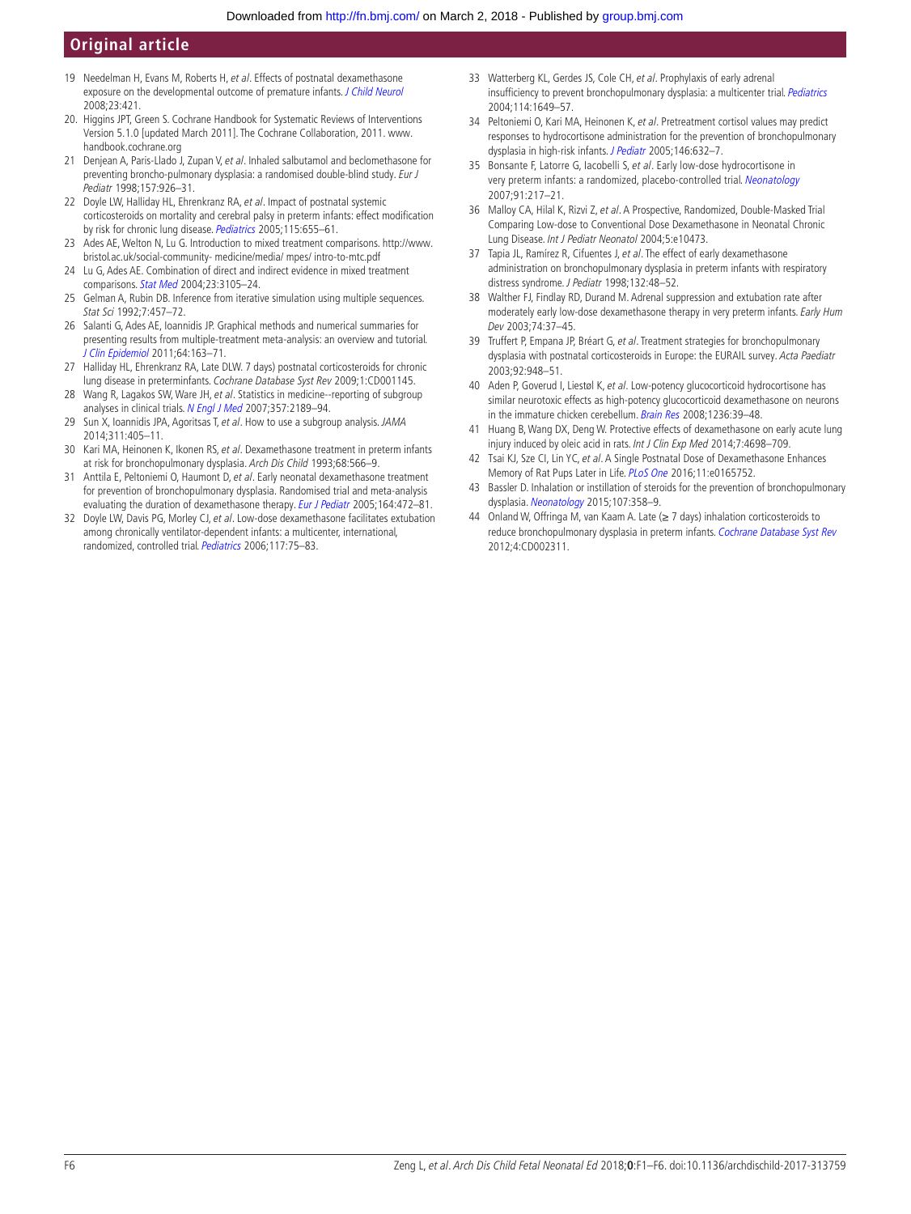19 Needelman H, Evans M, Roberts H, *et al*. Effects of postnatal dexamethasone exposure on the developmental outcome of premature infants. *J Child Neurol* 2008;23:421.

20. Higgins JPT, Green S. Cochrane Handbook for Systematic Reviews of Interventions Version 5.1.0 [updated March 2011]. The Cochrane Collaboration, 2011. www.handbook.cochrane.org

21 Denjean A, Paris-Llado J, Zupan V, *et al*. Inhaled salbutamol and beclomethasone for preventing broncho-pulmonary dysplasia: a randomised double-blind study. *Eur J Pediatr* 1998;157:926–31.

22 Doyle LW, Halliday HL, Ehrenkranz RA, *et al*. Impact of postnatal systemic corticosteroids on mortality and cerebral palsy in preterm infants: effect modification by risk for chronic lung disease. *Pediatrics* 2005;115:655–61.

23 Ades AE, Welton N, Lu G. Introduction to mixed treatment comparisons. http://www.bristol.ac.uk/social-community- medicine/media/ mpes/ intro-to-mtc.pdf

24 Lu G, Ades AE. Combination of direct and indirect evidence in mixed treatment comparisons. *Stat Med* 2004;23:3105–24.

25 Gelman A, Rubin DB. Inference from iterative simulation using multiple sequences. *Stat Sci* 1992;7:457–72.

26 Salanti G, Ades AE, Ioannidis JP. Graphical methods and numerical summaries for presenting results from multiple-treatment meta-analysis: an overview and tutorial. *J Clin Epidemiol* 2011;64:163–71.

27 Halliday HL, Ehrenkranz RA, Late DLW. 7 days) postnatal corticosteroids for chronic lung disease in preterminfants. *Cochrane Database Syst Rev* 2009;1:CD001145.

28 Wang R, Lagakos SW, Ware JH, *et al*. Statistics in medicine--reporting of subgroup analyses in clinical trials. *N Engl J Med* 2007;357:2189–94.

29 Sun X, Ioannidis JPA, Agoritsas T, *et al*. How to use a subgroup analysis. *JAMA* 2014;311:405–11.

30 Kari MA, Heinonen K, Ikonen RS, *et al*. Dexamethasone treatment in preterm infants at risk for bronchopulmonary dysplasia. *Arch Dis Child* 1993;68:566–9.

31 Anttila E, Peltoniemi O, Haumont D, *et al*. Early neonatal dexamethasone treatment for prevention of bronchopulmonary dysplasia. Randomised trial and meta-analysis evaluating the duration of dexamethasone therapy. *Eur J Pediatr* 2005;164:472–81.

32 Doyle LW, Davis PG, Morley CJ, *et al*. Low-dose dexamethasone facilitates extubation among chronically ventilator-dependent infants: a multicenter, international, randomized, controlled trial. *Pediatrics* 2006;117:75–83.

33 Watterberg KL, Gerdes JS, Cole CH, *et al*. Prophylaxis of early adrenal insufficiency to prevent bronchopulmonary dysplasia: a multicenter trial. *Pediatrics* 2004;114:1649–57.

34 Peltoniemi O, Kari MA, Heinonen K, *et al*. Pretreatment cortisol values may predict responses to hydrocortisone administration for the prevention of bronchopulmonary dysplasia in high-risk infants. *J Pediatr* 2005;146:632–7.

35 Bonsante F, Latorre G, Iacobelli S, *et al*. Early low-dose hydrocortisone in very preterm infants: a randomized, placebo-controlled trial. *Neonatology* 2007;91:217–21.

36 Malloy CA, Hilal K, Rizvi Z, *et al*. A Prospective, Randomized, Double-Masked Trial Comparing Low-dose to Conventional Dose Dexamethasone in Neonatal Chronic Lung Disease. *Int J Pediatr Neonatol* 2004;5:e10473.

37 Tapia JL, Ramírez R, Cifuentes J, *et al*. The effect of early dexamethasone administration on bronchopulmonary dysplasia in preterm infants with respiratory distress syndrome. *J Pediatr* 1998;132:48–52.

38 Walther FJ, Findlay RD, Durand M. Adrenal suppression and extubation rate after moderately early low-dose dexamethasone therapy in very preterm infants. *Early Hum Dev* 2003;74:37–45.

39 Truffert P, Empana JP, Bréart G, *et al*. Treatment strategies for bronchopulmonary dysplasia with postnatal corticosteroids in Europe: the EURAIL survey. *Acta Paediatr* 2003;92:948–51.

40 Aden P, Goverud I, Liestøl K, *et al*. Low-potency glucocorticoid hydrocortisone has similar neurotoxic effects as high-potency glucocorticoid dexamethasone on neurons in the immature chicken cerebellum. *Brain Res* 2008;1236:39–48.

41 Huang B, Wang DX, Deng W. Protective effects of dexamethasone on early acute lung injury induced by oleic acid in rats. *Int J Clin Exp Med* 2014;7:4698–709.

42 Tsai KJ, Sze CI, Lin YC, *et al*. A Single Postnatal Dose of Dexamethasone Enhances Memory of Rat Pups Later in Life. *PLoS One* 2016;11:e0165752.

43 Bassler D. Inhalation or instillation of steroids for the prevention of bronchopulmonary dysplasia. *Neonatology* 2015;107:358–9.

44 Onland W, Offringa M, van Kaam A. Late (≥ 7 days) inhalation corticosteroids to reduce bronchopulmonary dysplasia in preterm infants. *Cochrane Database Syst Rev* 2012;4:CD002311.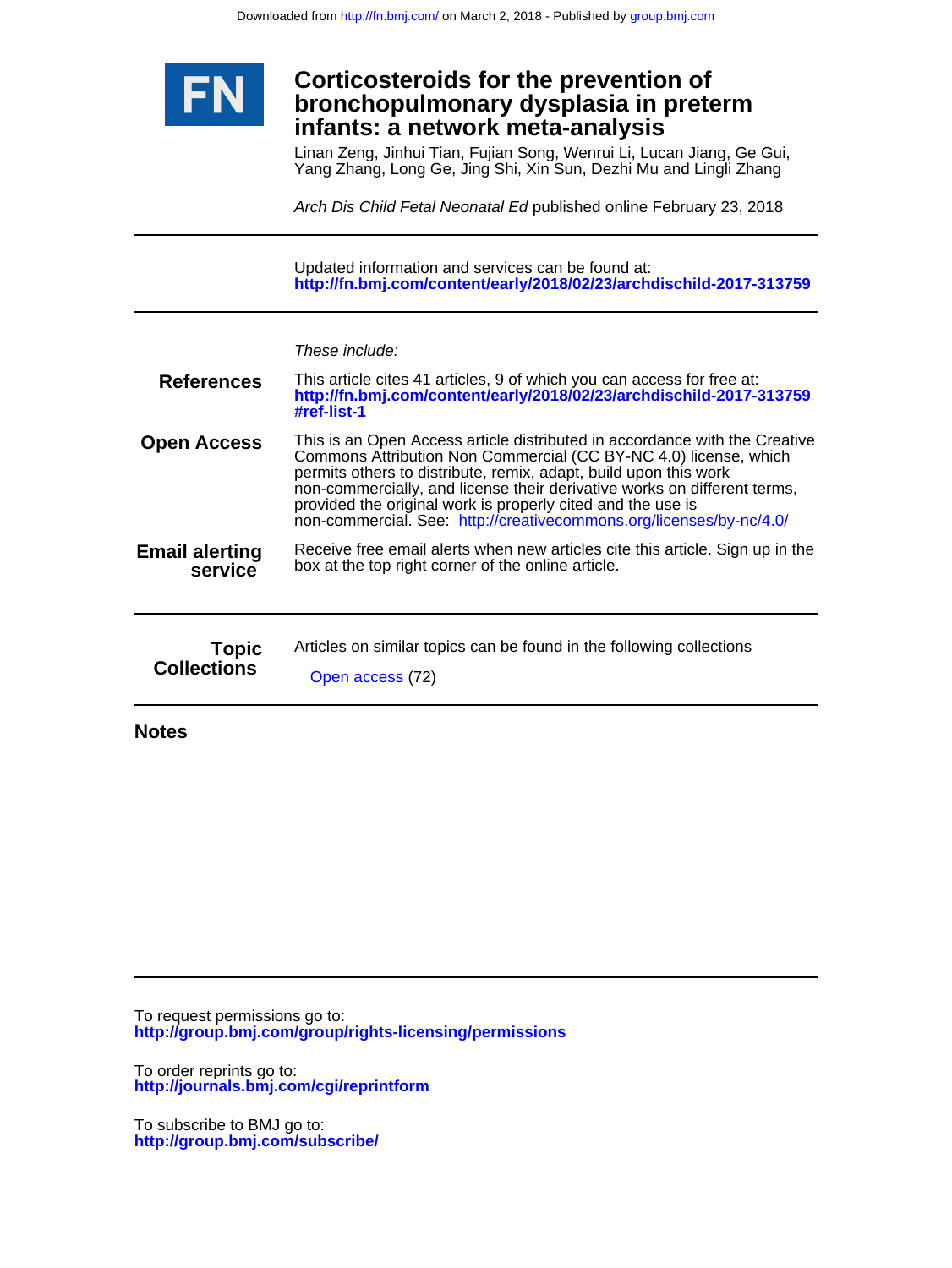# Corticosteroids for the prevention of bronchopulmonary dysplasia in preterm infants: a network meta-analysis

Linan Zeng, Jinhui Tian, Fujian Song, Wenrui Li, Lucan Jiang, Ge Gui, Yang Zhang, Long Ge, Jing Shi, Xin Sun, Dezhi Mu and Lingli Zhang

*Arch Dis Child Fetal Neonatal Ed* published online February 23, 2018

Updated information and services can be found at:
**http://fn.bmj.com/content/early/2018/02/23/archdischild-2017-313759**

*These include:*

**References**

This article cites 41 articles, 9 of which you can access for free at:
**http://fn.bmj.com/content/early/2018/02/23/archdischild-2017-313759#ref-list-1**

**Open Access**

This is an Open Access article distributed in accordance with the Creative Commons Attribution Non Commercial (CC BY-NC 4.0) license, which permits others to distribute, remix, adapt, build upon this work non-commercially, and license their derivative works on different terms, provided the original work is properly cited and the use is non-commercial. See: http://creativecommons.org/licenses/by-nc/4.0/

**Email alerting service**

Receive free email alerts when new articles cite this article. Sign up in the box at the top right corner of the online article.

**Topic Collections**

Articles on similar topics can be found in the following collections

Open access (72)

## Notes

To request permissions go to:
**http://group.bmj.com/group/rights-licensing/permissions**

To order reprints go to:
**http://journals.bmj.com/cgi/reprintform**

To subscribe to BMJ go to:
**http://group.bmj.com/subscribe/**